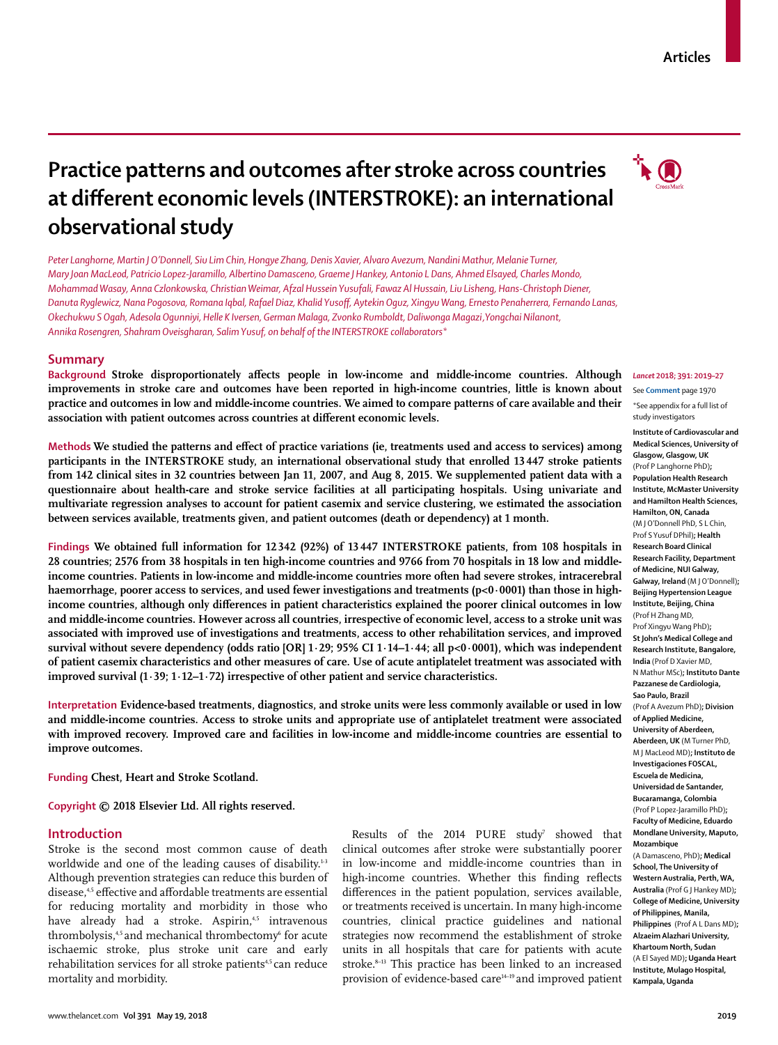# Practice patterns and outcomes after stroke across countries at different economic levels (INTERSTROKE): an international observational study

*Peter Langhorne, Martin J O'Donnell, Siu Lim Chin, Hongye Zhang, Denis Xavier, Alvaro Avezum, Nandini Mathur, Melanie Turner, Mary Joan MacLeod, Patricio Lopez-Jaramillo, Albertino Damasceno, Graeme J Hankey, Antonio L Dans, Ahmed Elsayed, Charles Mondo, Mohammad Wasay, Anna Czlonkowska, Christian Weimar, Afzal Hussein Yusufali, Fawaz Al Hussain, Liu Lisheng, Hans-Christoph Diener, Danuta Ryglewicz, Nana Pogosova, Romana Iqbal, Rafael Diaz, Khalid Yusoff, Aytekin Oguz, Xingyu Wang, Ernesto Penaherrera, Fernando Lanas, Okechukwu S Ogah, Adesola Ogunniyi, Helle K Iversen, German Malaga, Zvonko Rumboldt, Daliwonga Magazi, Yongchai Nilanont, Annika Rosengren, Shahram Oveisgharan, Salim Yusuf, on behalf of the INTERSTROKE collaborators**

## Summary

**Background** Stroke disproportionately affects people in low-income and middle-income countries. Although improvements in stroke care and outcomes have been reported in high-income countries, little is known about practice and outcomes in low and middle-income countries. We aimed to compare patterns of care available and their association with patient outcomes across countries at different economic levels.

**Methods** We studied the patterns and effect of practice variations (ie, treatments used and access to services) among participants in the INTERSTROKE study, an international observational study that enrolled 13 447 stroke patients from 142 clinical sites in 32 countries between Jan 11, 2007, and Aug 8, 2015. We supplemented patient data with a questionnaire about health-care and stroke service facilities at all participating hospitals. Using univariate and multivariate regression analyses to account for patient casemix and service clustering, we estimated the association between services available, treatments given, and patient outcomes (death or dependency) at 1 month.

**Findings** We obtained full information for 12 342 (92%) of 13 447 INTERSTROKE patients, from 108 hospitals in 28 countries; 2576 from 38 hospitals in ten high-income countries and 9766 from 70 hospitals in 18 low and middle-income countries. Patients in low-income and middle-income countries more often had severe strokes, intracerebral haemorrhage, poorer access to services, and used fewer investigations and treatments ($p<0·0001$) than those in high-income countries, although only differences in patient characteristics explained the poorer clinical outcomes in low and middle-income countries. However across all countries, irrespective of economic level, access to a stroke unit was associated with improved use of investigations and treatments, access to other rehabilitation services, and improved survival without severe dependency (odds ratio [OR] 1·29; 95% CI 1·14–1·44; all $p<0·0001$), which was independent of patient casemix characteristics and other measures of care. Use of acute antiplatelet treatment was associated with improved survival (1·39; 1·12–1·72) irrespective of other patient and service characteristics.

**Interpretation** Evidence-based treatments, diagnostics, and stroke units were less commonly available or used in low and middle-income countries. Access to stroke units and appropriate use of antiplatelet treatment were associated with improved recovery. Improved care and facilities in low-income and middle-income countries are essential to improve outcomes.

**Funding** Chest, Heart and Stroke Scotland.

**Copyright** © 2018 Elsevier Ltd. All rights reserved.

*Lancet* 2018; 391: 2019–27

See **Comment** page 1970

*See appendix for a full list of study investigators

**Institute of Cardiovascular and Medical Sciences, University of Glasgow, Glasgow, UK** (Prof P Langhorne PhD); **Population Health Research Institute, McMaster University and Hamilton Health Sciences, Hamilton, ON, Canada** (M J O'Donnell PhD, S L Chin, Prof S Yusuf DPhil); **Health Research Board Clinical Research Facility, Department of Medicine, NUI Galway, Galway, Ireland** (M J O'Donnell); **Beijing Hypertension League Institute, Beijing, China** (Prof H Zhang MD, Prof Xingyu Wang PhD); **St John's Medical College and Research Institute, Bangalore, India** (Prof D Xavier MD, N Mathur MSc); **Instituto Dante Pazzanese de Cardiologia, Sao Paulo, Brazil** (Prof A Avezum PhD); **Division of Applied Medicine, University of Aberdeen, Aberdeen, UK** (M Turner PhD, M J MacLeod MD); **Instituto de Investigaciones FOSCAL, Escuela de Medicina, Universidad de Santander, Bucaramanga, Colombia** (Prof P Lopez-Jaramillo PhD); **Faculty of Medicine, Eduardo Mondlane University, Maputo, Mozambique** (A Damasceno, PhD); **Medical School, The University of Western Australia, Perth, WA, Australia** (Prof G J Hankey MD); **College of Medicine, University of Philippines, Manila, Philippines** (Prof A L Dans MD); **Alzaeim Alazhari University, Khartoum North, Sudan** (A El Sayed MD); **Uganda Heart Institute, Mulago Hospital, Kampala, Uganda**

## Introduction

Stroke is the second most common cause of death worldwide and one of the leading causes of disability.[1–3] Although prevention strategies can reduce this burden of disease,[4,5] effective and affordable treatments are essential for reducing mortality and morbidity in those who have already had a stroke. Aspirin,[4,5] intravenous thrombolysis,[4,5] and mechanical thrombectomy[6] for acute ischaemic stroke, plus stroke unit care and early rehabilitation services for all stroke patients[4,5] can reduce mortality and morbidity.

Results of the 2014 PURE study[7] showed that clinical outcomes after stroke were substantially poorer in low-income and middle-income countries than in high-income countries. Whether this finding reflects differences in the patient population, services available, or treatments received is uncertain. In many high-income countries, clinical practice guidelines and national strategies now recommend the establishment of stroke units in all hospitals that care for patients with acute stroke.[8–13] This practice has been linked to an increased provision of evidence-based care[14–19] and improved patient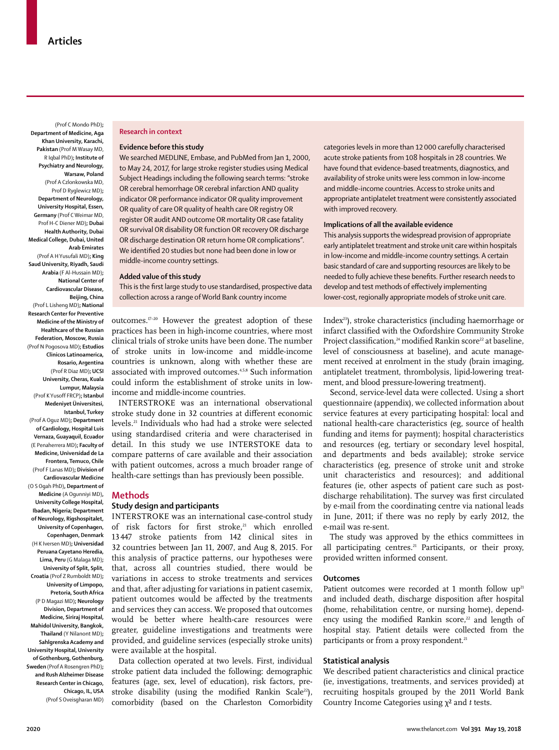(Prof C Mondo PhD); **Department of Medicine, Aga Khan University, Karachi, Pakistan** (Prof M Wasay MD, R Iqbal PhD); **Institute of Psychiatry and Neurology, Warsaw, Poland** (Prof A Czlonkowska MD, Prof D Ryglewicz MD); **Department of Neurology, University Hospital, Essen, Germany** (Prof C Weimar MD, Prof H-C Diener MD); **Dubai Health Authority, Dubai Medical College, Dubai, United Arab Emirates** (Prof A H Yusufali MD); **King Saud University, Riyadh, Saudi Arabia** (F Al-Hussain MD); **National Center of Cardiovascular Disease, Beijing, China** (Prof L Lisheng MD); **National Research Center for Preventive Medicine of the Ministry of Healthcare of the Russian Federation, Moscow, Russia** (Prof N Pogosova MD); **Estudios Clinicos Latinoamerica, Rosario, Argentina** (Prof R Diaz MD); **UCSI University, Cheras, Kuala Lumpur, Malaysia** (Prof K Yusoff FRCP); **Istanbul Medeniyet Üniversitesi, Istanbul, Turkey** (Prof A Oguz MD); **Department of Cardiology, Hospital Luis Vernaza, Guayaquil, Ecuador** (E Penaherrera MD); **Faculty of Medicine, Universidad de La Frontera, Temuco, Chile** (Prof F Lanas MD); **Division of Cardiovascular Medicine** (O S Ogah PhD), **Department of Medicine** (A Ogunniyi MD), **University College Hospital, Ibadan, Nigeria; Department of Neurology, Rigshospitalet, University of Copenhagen, Copenhagen, Denmark** (H K Iversen MD); **Universidad Peruana Cayetano Heredia, Lima, Peru** (G Malaga MD); **University of Split, Split, Croatia** (Prof Z Rumboldt MD); **University of Limpopo, Pretoria, South Africa** (P D Magazi MD); **Neurology Division, Department of Medicine, Siriraj Hospital, Mahidol University, Bangkok, Thailand** (Y Nilanont MD); **Sahlgrenska Academy and University Hospital, University of Gothenburg, Gothenburg, Sweden** (Prof A Rosengren PhD); **and Rush Alzheimer Disease Research Center in Chicago, Chicago, IL, USA** (Prof S Oveisgharan MD)

## Research in context

### Evidence before this study

We searched MEDLINE, Embase, and PubMed from Jan 1, 2000, to May 24, 2017, for large stroke register studies using Medical Subject Headings including the following search terms: "stroke OR cerebral hemorrhage OR cerebral infarction AND quality indicator OR performance indicator OR quality improvement OR quality of care OR quality of health care OR registry OR register OR audit AND outcome OR mortality OR case fatality OR survival OR disability OR function OR recovery OR discharge OR discharge destination OR return home OR complications". We identified 20 studies but none had been done in low or middle-income country settings.

### Added value of this study

This is the first large study to use standardised, prospective data collection across a range of World Bank country income categories levels in more than 12 000 carefully characterised acute stroke patients from 108 hospitals in 28 countries. We have found that evidence-based treatments, diagnostics, and availability of stroke units were less common in low-income and middle-income countries. Access to stroke units and appropriate antiplatelet treatment were consistently associated with improved recovery.

### Implications of all the available evidence

This analysis supports the widespread provision of appropriate early antiplatelet treatment and stroke unit care within hospitals in low-income and middle-income country settings. A certain basic standard of care and supporting resources are likely to be needed to fully achieve these benefits. Further research needs to develop and test methods of effectively implementing lower-cost, regionally appropriate models of stroke unit care.

outcomes.[17–20] However the greatest adoption of these practices has been in high-income countries, where most clinical trials of stroke units have been done. The number of stroke units in low-income and middle-income countries is unknown, along with whether these are associated with improved outcomes.[4,5,8] Such information could inform the establishment of stroke units in low-income and middle-income countries.

INTERSTROKE was an international observational stroke study done in 32 countries at different economic levels.[21] Individuals who had had a stroke were selected using standardised criteria and were characterised in detail. In this study we use INTERSTOKE data to compare patterns of care available and their association with patient outcomes, across a much broader range of health-care settings than has previously been possible.

## Methods

### Study design and participants

INTERSTROKE was an international case-control study of risk factors for first stroke,[21] which enrolled 13 447 stroke patients from 142 clinical sites in 32 countries between Jan 11, 2007, and Aug 8, 2015. For this analysis of practice patterns, our hypotheses were that, across all countries studied, there would be variations in access to stroke treatments and services and that, after adjusting for variations in patient casemix, patient outcomes would be affected by the treatments and services they can access. We proposed that outcomes would be better where health-care resources were greater, guideline investigations and treatments were provided, and guideline services (especially stroke units) were available at the hospital.

Data collection operated at two levels. First, individual stroke patient data included the following: demographic features (age, sex, level of education), risk factors, pre-stroke disability (using the modified Rankin Scale[22]), comorbidity (based on the Charleston Comorbidity Index[23]), stroke characteristics (including haemorrhage or infarct classified with the Oxfordshire Community Stroke Project classification,[24] modified Rankin score[22] at baseline, level of consciousness at baseline), and acute management received at enrolment in the study (brain imaging, antiplatelet treatment, thrombolysis, lipid-lowering treatment, and blood pressure-lowering treatment).

Second, service-level data were collected. Using a short questionnaire (appendix), we collected information about service features at every participating hospital: local and national health-care characteristics (eg, source of health funding and items for payment); hospital characteristics and resources (eg, tertiary or secondary level hospital, and departments and beds available); stroke service characteristics (eg, presence of stroke unit and stroke unit characteristics and resources); and additional features (ie, other aspects of patient care such as post-discharge rehabilitation). The survey was first circulated by e-mail from the coordinating centre via national leads in June, 2011; if there was no reply by early 2012, the e-mail was re-sent.

The study was approved by the ethics committees in all participating centres.[21] Participants, or their proxy, provided written informed consent.

### Outcomes

Patient outcomes were recorded at 1 month follow up[21] and included death, discharge disposition after hospital (home, rehabilitation centre, or nursing home), dependency using the modified Rankin score,[22] and length of hospital stay. Patient details were collected from the participants or from a proxy respondent.[21]

### Statistical analysis

We described patient characteristics and clinical practice (ie, investigations, treatments, and services provided) at recruiting hospitals grouped by the 2011 World Bank Country Income Categories using $\chi^2$ and *t* tests.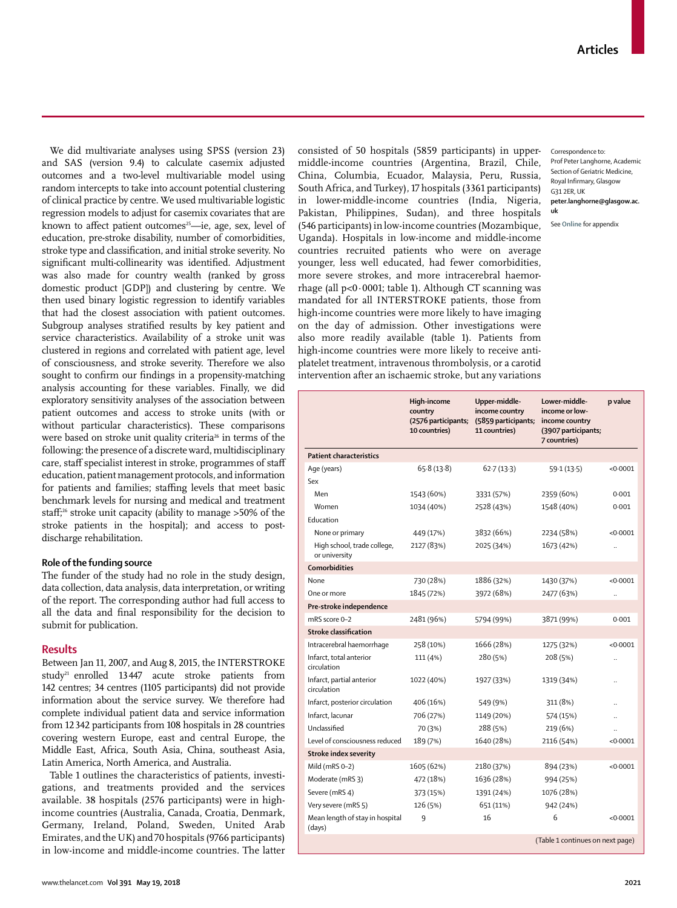We did multivariate analyses using SPSS (version 23) and SAS (version 9.4) to calculate casemix adjusted outcomes and a two-level multivariable model using random intercepts to take into account potential clustering of clinical practice by centre. We used multivariable logistic regression models to adjust for casemix covariates that are known to affect patient outcomes[25]—ie, age, sex, level of education, pre-stroke disability, number of comorbidities, stroke type and classification, and initial stroke severity. No significant multi-collinearity was identified. Adjustment was also made for country wealth (ranked by gross domestic product [GDP]) and clustering by centre. We then used binary logistic regression to identify variables that had the closest association with patient outcomes. Subgroup analyses stratified results by key patient and service characteristics. Availability of a stroke unit was clustered in regions and correlated with patient age, level of consciousness, and stroke severity. Therefore we also sought to confirm our findings in a propensity-matching analysis accounting for these variables. Finally, we did exploratory sensitivity analyses of the association between patient outcomes and access to stroke units (with or without particular characteristics). These comparisons were based on stroke unit quality criteria[26] in terms of the following: the presence of a discrete ward, multidisciplinary care, staff specialist interest in stroke, programmes of staff education, patient management protocols, and information for patients and families; staffing levels that meet basic benchmark levels for nursing and medical and treatment staff;[26] stroke unit capacity (ability to manage >50% of the stroke patients in the hospital); and access to post-discharge rehabilitation.

### Role of the funding source

The funder of the study had no role in the study design, data collection, data analysis, data interpretation, or writing of the report. The corresponding author had full access to all the data and final responsibility for the decision to submit for publication.

## Results

Between Jan 11, 2007, and Aug 8, 2015, the INTERSTROKE study[21] enrolled 13 447 acute stroke patients from 142 centres; 34 centres (1105 participants) did not provide information about the service survey. We therefore had complete individual patient data and service information from 12 342 participants from 108 hospitals in 28 countries covering western Europe, east and central Europe, the Middle East, Africa, South Asia, China, southeast Asia, Latin America, North America, and Australia.

Table 1 outlines the characteristics of patients, investigations, and treatments provided and the services available. 38 hospitals (2576 participants) were in high-income countries (Australia, Canada, Croatia, Denmark, Germany, Ireland, Poland, Sweden, United Arab Emirates, and the UK) and 70 hospitals (9766 participants) in low-income and middle-income countries. The latter consisted of 50 hospitals (5859 participants) in upper-middle-income countries (Argentina, Brazil, Chile, China, Columbia, Ecuador, Malaysia, Peru, Russia, South Africa, and Turkey), 17 hospitals (3361 participants) in lower-middle-income countries (India, Nigeria, Pakistan, Philippines, Sudan), and three hospitals (546 participants) in low-income countries (Mozambique, Uganda). Hospitals in low-income and middle-income countries recruited patients who were on average younger, less well educated, had fewer comorbidities, more severe strokes, and more intracerebral haemorrhage (all p<0·0001; table 1). Although CT scanning was mandated for all INTERSTROKE patients, those from high-income countries were more likely to have imaging on the day of admission. Other investigations were also more readily available (table 1). Patients from high-income countries were more likely to receive anti-platelet treatment, intravenous thrombolysis, or a carotid intervention after an ischaemic stroke, but any variations

Correspondence to: Prof Peter Langhorne, Academic Section of Geriatric Medicine, Royal Infirmary, Glasgow G31 2ER, UK **peter.langhorne@glasgow.ac.uk**

See **Online** for appendix

| | High-income country (2576 participants; 10 countries) | Upper-middle-income country (5859 participants; 11 countries) | Lower-middle-income or low-income country (3907 participants; 7 countries) | p value |
|---|---|---|---|---|
| **Patient characteristics** | | | | |
| Age (years) | 65·8 (13·8) | 62·7 (13·3) | 59·1 (13·5) | <0·0001 |
| Sex | | | | |
| Men | 1543 (60%) | 3331 (57%) | 2359 (60%) | 0·001 |
| Women | 1034 (40%) | 2528 (43%) | 1548 (40%) | 0·001 |
| Education | | | | |
| None or primary | 449 (17%) | 3832 (66%) | 2234 (58%) | <0·0001 |
| High school, trade college, or university | 2127 (83%) | 2025 (34%) | 1673 (42%) | .. |
| **Comorbidities** | | | | |
| None | 730 (28%) | 1886 (32%) | 1430 (37%) | <0·0001 |
| One or more | 1845 (72%) | 3972 (68%) | 2477 (63%) | .. |
| **Pre-stroke independence** | | | | |
| mRS score 0–2 | 2481 (96%) | 5794 (99%) | 3871 (99%) | 0·001 |
| **Stroke classification** | | | | |
| Intracerebral haemorrhage | 258 (10%) | 1666 (28%) | 1275 (32%) | <0·0001 |
| Infarct, total anterior circulation | 111 (4%) | 280 (5%) | 208 (5%) | .. |
| Infarct, partial anterior circulation | 1022 (40%) | 1927 (33%) | 1319 (34%) | .. |
| Infarct, posterior circulation | 406 (16%) | 549 (9%) | 311 (8%) | .. |
| Infarct, lacunar | 706 (27%) | 1149 (20%) | 574 (15%) | .. |
| Unclassified | 70 (3%) | 288 (5%) | 219 (6%) | .. |
| Level of consciousness reduced | 189 (7%) | 1640 (28%) | 2116 (54%) | <0·0001 |
| **Stroke index severity** | | | | |
| Mild (mRS 0–2) | 1605 (62%) | 2180 (37%) | 894 (23%) | <0·0001 |
| Moderate (mRS 3) | 472 (18%) | 1636 (28%) | 994 (25%) | |
| Severe (mRS 4) | 373 (15%) | 1391 (24%) | 1076 (28%) | |
| Very severe (mRS 5) | 126 (5%) | 651 (11%) | 942 (24%) | |
| Mean length of stay in hospital (days) | 9 | 16 | 6 | <0·0001 |

(Table 1 continues on next page)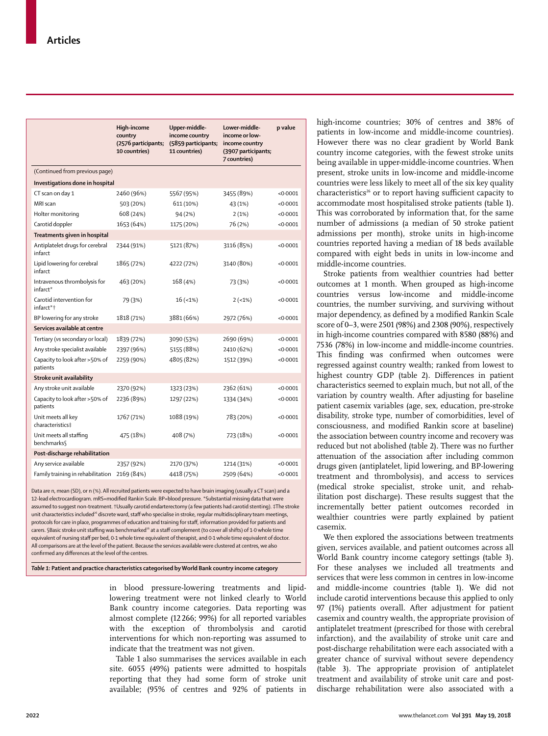| | High-income country (2576 participants; 10 countries) | Upper-middle-income country (5859 participants; 11 countries) | Lower-middle-income or low-income country (3907 participants; 7 countries) | p value |
|---|---|---|---|---|
| (Continued from previous page) | | | | |
| **Investigations done in hospital** | | | | |
| CT scan on day 1 | 2460 (96%) | 5567 (95%) | 3455 (89%) | <0·0001 |
| MRI scan | 503 (20%) | 611 (10%) | 43 (1%) | <0·0001 |
| Holter monitoring | 608 (24%) | 94 (2%) | 2 (1%) | <0·0001 |
| Carotid doppler | 1653 (64%) | 1175 (20%) | 76 (2%) | <0·0001 |
| **Treatments given in hospital** | | | | |
| Antiplatelet drugs for cerebral infarct | 2344 (91%) | 5121 (87%) | 3116 (85%) | <0·0001 |
| Lipid lowering for cerebral infarct | 1865 (72%) | 4222 (72%) | 3140 (80%) | <0·0001 |
| Intravenous thrombolysis for infarct* | 463 (20%) | 168 (4%) | 73 (3%) | <0·0001 |
| Carotid intervention for infarct*† | 79 (3%) | 16 (<1%) | 2 (<1%) | <0·0001 |
| BP lowering for any stroke | 1818 (71%) | 3881 (66%) | 2972 (76%) | <0·0001 |
| **Services available at centre** | | | | |
| Tertiary (vs secondary or local) | 1839 (72%) | 3090 (53%) | 2690 (69%) | <0·0001 |
| Any stroke specialist available | 2397 (96%) | 5155 (88%) | 2410 (62%) | <0·0001 |
| Capacity to look after >50% of patients | 2259 (90%) | 4805 (82%) | 1512 (39%) | <0·0001 |
| **Stroke unit availability** | | | | |
| Any stroke unit available | 2370 (92%) | 1323 (23%) | 2362 (61%) | <0·0001 |
| Capacity to look after >50% of patients | 2236 (89%) | 1297 (22%) | 1334 (34%) | <0·0001 |
| Unit meets all key characteristics‡ | 1767 (71%) | 1088 (19%) | 783 (20%) | <0·0001 |
| Unit meets all staffing benchmarks§ | 475 (18%) | 408 (7%) | 723 (18%) | <0·0001 |
| **Post-discharge rehabilitation** | | | | |
| Any service available | 2357 (92%) | 2170 (37%) | 1214 (31%) | <0·0001 |
| Family training in rehabilitation | 2169 (84%) | 4418 (75%) | 2509 (64%) | <0·0001 |

Data are n, mean (SD), or n (%). All recruited patients were expected to have brain imaging (usually a CT scan) and a 12-lead electrocardiogram. mRS=modified Rankin Scale. BP=blood pressure. *Substantial missing data that were assumed to suggest non-treatment. †Usually carotid endarterectomy (a few patients had carotid stenting). ‡The stroke unit characteristics included[26] discrete ward, staff who specialise in stroke, regular multidisciplinary team meetings, protocols for care in place, programmes of education and training for staff, information provided for patients and carers. §Basic stroke unit staffing was benchmarked[26] at a staff complement (to cover all shifts) of 1·0 whole time equivalent of nursing staff per bed, 0·1 whole time equivalent of therapist, and 0·1 whole time equivalent of doctor. All comparisons are at the level of the patient. Because the services available were clustered at centres, we also confirmed any differences at the level of the centres.

*Table 1:* **Patient and practice characteristics categorised by World Bank country income category**

in blood pressure-lowering treatments and lipid-lowering treatment were not linked clearly to World Bank country income categories. Data reporting was almost complete (12 266; 99%) for all reported variables with the exception of thrombolysis and carotid interventions for which non-reporting was assumed to indicate that the treatment was not given.

Table 1 also summarises the services available in each site. 6055 (49%) patients were admitted to hospitals reporting that they had some form of stroke unit available; (95% of centres and 92% of patients in high-income countries; 30% of centres and 38% of patients in low-income and middle-income countries). However there was no clear gradient by World Bank country income categories, with the fewest stroke units being available in upper-middle-income countries. When present, stroke units in low-income and middle-income countries were less likely to meet all of the six key quality characteristics[26] or to report having sufficient capacity to accommodate most hospitalised stroke patients (table 1). This was corroborated by information that, for the same number of admissions (a median of 50 stroke patient admissions per month), stroke units in high-income countries reported having a median of 18 beds available compared with eight beds in units in low-income and middle-income countries.

Stroke patients from wealthier countries had better outcomes at 1 month. When grouped as high-income countries versus low-income and middle-income countries, the number surviving, and surviving without major dependency, as defined by a modified Rankin Scale score of 0–3, were 2501 (98%) and 2308 (90%), respectively in high-income countries compared with 8580 (88%) and 7536 (78%) in low-income and middle-income countries. This finding was confirmed when outcomes were regressed against country wealth; ranked from lowest to highest country GDP (table 2). Differences in patient characteristics seemed to explain much, but not all, of the variation by country wealth. After adjusting for baseline patient casemix variables (age, sex, education, pre-stroke disability, stroke type, number of comorbidities, level of consciousness, and modified Rankin score at baseline) the association between country income and recovery was reduced but not abolished (table 2). There was no further attenuation of the association after including common drugs given (antiplatelet, lipid lowering, and BP-lowering treatment and thrombolysis), and access to services (medical stroke specialist, stroke unit, and rehabilitation post discharge). These results suggest that the incrementally better patient outcomes recorded in wealthier countries were partly explained by patient casemix.

We then explored the associations between treatments given, services available, and patient outcomes across all World Bank country income category settings (table 3). For these analyses we included all treatments and services that were less common in centres in low-income and middle-income countries (table 1). We did not include carotid interventions because this applied to only 97 (1%) patients overall. After adjustment for patient casemix and country wealth, the appropriate provision of antiplatelet treatment (prescribed for those with cerebral infarction), and the availability of stroke unit care and post-discharge rehabilitation were each associated with a greater chance of survival without severe dependency (table 3). The appropriate provision of antiplatelet treatment and availability of stroke unit care and post-discharge rehabilitation were also associated with a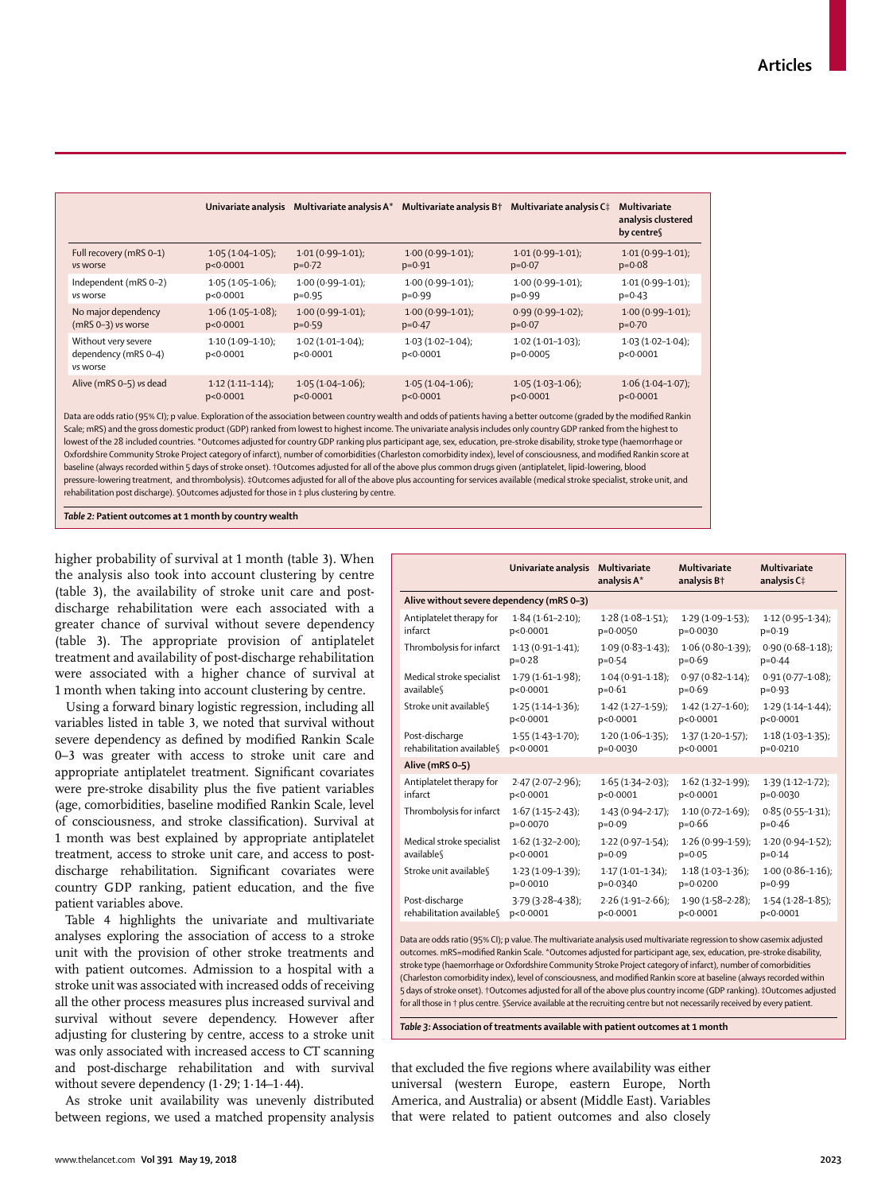| | Univariate analysis | Multivariate analysis A* | Multivariate analysis B† | Multivariate analysis C‡ | Multivariate analysis clustered by centre§ |
|---|---|---|---|---|---|
| Full recovery (mRS 0–1) vs worse | 1·05 (1·04–1·05); p<0·0001 | 1·01 (0·99–1·01); p=0·72 | 1·00 (0·99–1·01); p=0·91 | 1·01 (0·99–1·01); p=0·07 | 1·01 (0·99–1·01); p=0·08 |
| Independent (mRS 0–2) vs worse | 1·05 (1·05–1·06); p<0·0001 | 1·00 (0·99–1·01); p=0·95 | 1·00 (0·99–1·01); p=0·99 | 1·00 (0·99–1·01); p=0·99 | 1·01 (0·99–1·01); p=0·43 |
| No major dependency (mRS 0–3) vs worse | 1·06 (1·05–1·08); p<0·0001 | 1·00 (0·99–1·01); p=0·59 | 1·00 (0·99–1·01); p=0·47 | 0·99 (0·99–1·02); p=0·07 | 1·00 (0·99–1·01); p=0·70 |
| Without very severe dependency (mRS 0–4) vs worse | 1·10 (1·09–1·10); p<0·0001 | 1·02 (1·01–1·04); p<0·0001 | 1·03 (1·02–1·04); p<0·0001 | 1·02 (1·01–1·03); p=0·0005 | 1·03 (1·02–1·04); p<0·0001 |
| Alive (mRS 0–5) vs dead | 1·12 (1·11–1·14); p<0·0001 | 1·05 (1·04–1·06); p<0·0001 | 1·05 (1·04–1·06); p<0·0001 | 1·05 (1·03–1·06); p<0·0001 | 1·06 (1·04–1·07); p<0·0001 |

Data are odds ratio (95% CI); p value. Exploration of the association between country wealth and odds of patients having a better outcome (graded by the modified Rankin Scale; mRS) and the gross domestic product (GDP) ranked from lowest to highest income. The univariate analysis includes only country GDP ranked from the highest to lowest of the 28 included countries. *Outcomes adjusted for country GDP ranking plus participant age, sex, education, pre-stroke disability, stroke type (haemorrhage or Oxfordshire Community Stroke Project category of infarct), number of comorbidities (Charleston comorbidity index), level of consciousness, and modified Rankin score at baseline (always recorded within 5 days of stroke onset). †Outcomes adjusted for all of the above plus common drugs given (antiplatelet, lipid-lowering, blood pressure-lowering treatment, and thrombolysis). ‡Outcomes adjusted for all of the above plus accounting for services available (medical stroke specialist, stroke unit, and rehabilitation post discharge). §Outcomes adjusted for those in ‡ plus clustering by centre.

*Table 2:* **Patient outcomes at 1 month by country wealth**

higher probability of survival at 1 month (table 3). When the analysis also took into account clustering by centre (table 3), the availability of stroke unit care and post-discharge rehabilitation were each associated with a greater chance of survival without severe dependency (table 3). The appropriate provision of antiplatelet treatment and availability of post-discharge rehabilitation were associated with a higher chance of survival at 1 month when taking into account clustering by centre.

Using a forward binary logistic regression, including all variables listed in table 3, we noted that survival without severe dependency as defined by modified Rankin Scale 0–3 was greater with access to stroke unit care and appropriate antiplatelet treatment. Significant covariates were pre-stroke disability plus the five patient variables (age, comorbidities, baseline modified Rankin Scale, level of consciousness, and stroke classification). Survival at 1 month was best explained by appropriate antiplatelet treatment, access to stroke unit care, and access to post-discharge rehabilitation. Significant covariates were country GDP ranking, patient education, and the five patient variables above.

Table 4 highlights the univariate and multivariate analyses exploring the association of access to a stroke unit with the provision of other stroke treatments and with patient outcomes. Admission to a hospital with a stroke unit was associated with increased odds of receiving all the other process measures plus increased survival and survival without severe dependency. However after adjusting for clustering by centre, access to a stroke unit was only associated with increased access to CT scanning and post-discharge rehabilitation and with survival without severe dependency (1·29; 1·14–1·44).

As stroke unit availability was unevenly distributed between regions, we used a matched propensity analysis that excluded the five regions where availability was either universal (western Europe, eastern Europe, North America, and Australia) or absent (Middle East). Variables that were related to patient outcomes and also closely

| | Univariate analysis | Multivariate analysis A* | Multivariate analysis B† | Multivariate analysis C‡ |
|---|---|---|---|---|
| **Alive without severe dependency (mRS 0–3)** | | | | |
| Antiplatelet therapy for infarct | 1·84 (1·61–2·10); p<0·0001 | 1·28 (1·08–1·51); p=0·0050 | 1·29 (1·09–1·53); p=0·0030 | 1·12 (0·95–1·34); p=0·19 |
| Thrombolysis for infarct | 1·13 (0·91–1·41); p=0·28 | 1·09 (0·83–1·43); p=0·54 | 1·06 (0·80–1·39); p=0·69 | 0·90 (0·68–1·18); p=0·44 |
| Medical stroke specialist available§ | 1·79 (1·61–1·98); p<0·0001 | 1·04 (0·91–1·18); p=0·61 | 0·97 (0·82–1·14); p=0·69 | 0·91 (0·77–1·08); p=0·93 |
| Stroke unit available§ | 1·25 (1·14–1·36); p<0·0001 | 1·42 (1·27–1·59); p<0·0001 | 1·42 (1·27–1·60); p<0·0001 | 1·29 (1·14–1·44); p<0·0001 |
| Post-discharge rehabilitation available§ | 1·55 (1·43–1·70); p<0·0001 | 1·20 (1·06–1·35); p=0·0030 | 1·37 (1·20–1·57); p<0·0001 | 1·18 (1·03–1·35); p=0·0210 |
| **Alive (mRS 0–5)** | | | | |
| Antiplatelet therapy for infarct | 2·47 (2·07–2·96); p<0·0001 | 1·65 (1·34–2·03); p<0·0001 | 1·62 (1·32–1·99); p<0·0001 | 1·39 (1·12–1·72); p=0·0030 |
| Thrombolysis for infarct | 1·67 (1·15–2·43); p=0·0070 | 1·43 (0·94–2·17); p=0·09 | 1·10 (0·72–1·69); p=0·66 | 0·85 (0·55–1·31); p=0·46 |
| Medical stroke specialist available§ | 1·62 (1·32–2·00); p<0·0001 | 1·22 (0·97–1·54); p=0·09 | 1·26 (0·99–1·59); p=0·05 | 1·20 (0·94–1·52); p=0·14 |
| Stroke unit available§ | 1·23 (1·09–1·39); p=0·0010 | 1·17 (1·01–1·34); p=0·0340 | 1·18 (1·03–1·36); p=0·0200 | 1·00 (0·86–1·16); p=0·99 |
| Post-discharge rehabilitation available§ | 3·79 (3·28–4·38); p<0·0001 | 2·26 (1·91–2·66); p<0·0001 | 1·90 (1·58–2·28); p<0·0001 | 1·54 (1·28–1·85); p<0·0001 |

Data are odds ratio (95% CI); p value. The multivariate analysis used multivariate regression to show casemix adjusted outcomes. mRS=modified Rankin Scale. *Outcomes adjusted for participant age, sex, education, pre-stroke disability, stroke type (haemorrhage or Oxfordshire Community Stroke Project category of infarct), number of comorbidities (Charleston comorbidity index), level of consciousness, and modified Rankin score at baseline (always recorded within 5 days of stroke onset). †Outcomes adjusted for all of the above plus country income (GDP ranking). ‡Outcomes adjusted for all those in † plus centre. §Service available at the recruiting centre but not necessarily received by every patient.

*Table 3:* **Association of treatments available with patient outcomes at 1 month**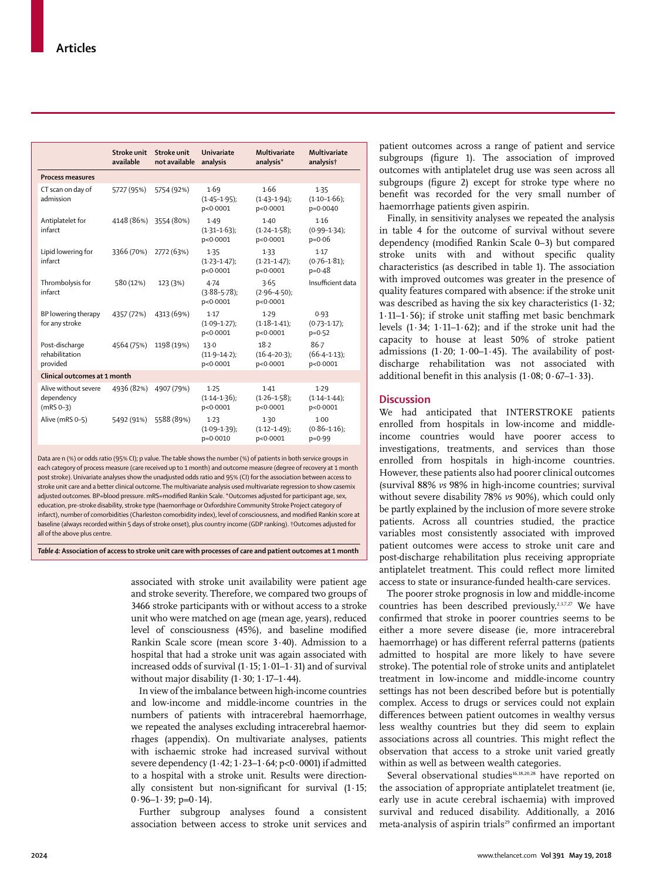|  | Stroke unit available | Stroke unit not available | Univariate analysis | Multivariate analysis* | Multivariate analysis† |
|---|---|---|---|---|---|
| **Process measures** | | | | | |
| CT scan on day of admission | 5727 (95%) | 5754 (92%) | 1·69 (1·45–1·95); p<0·0001 | 1·66 (1·43–1·94); p<0·0001 | 1·35 (1·10–1·66); p=0·0040 |
| Antiplatelet for infarct | 4148 (86%) | 3554 (80%) | 1·49 (1·31–1·63); p<0·0001 | 1·40 (1·24–1·58); p<0·0001 | 1·16 (0·99–1·34); p=0·06 |
| Lipid lowering for infarct | 3366 (70%) | 2772 (63%) | 1·35 (1·23–1·47); p<0·0001 | 1·33 (1·21–1·47); p<0·0001 | 1·17 (0·76–1·81); p=0·48 |
| Thrombolysis for infarct | 580 (12%) | 123 (3%) | 4·74 (3·88–5·78); p<0·0001 | 3·65 (2·96–4·50); p<0·0001 | Insufficient data |
| BP lowering therapy for any stroke | 4357 (72%) | 4313 (69%) | 1·17 (1·09–1·27); p<0·0001 | 1·29 (1·18–1·41); p<0·0001 | 0·93 (0·73–1·17); p=0·52 |
| Post-discharge rehabilitation provided | 4564 (75%) | 1198 (19%) | 13·0 (11·9–14·2); p<0·0001 | 18·2 (16·4–20·3); p<0·0001 | 86·7 (66·4–113); p<0·0001 |
| **Clinical outcomes at 1 month** | | | | | |
| Alive without severe dependency (mRS 0–3) | 4936 (82%) | 4907 (79%) | 1·25 (1·14–1·36); p<0·0001 | 1·41 (1·26–1·58); p<0·0001 | 1·29 (1·14–1·44); p<0·0001 |
| Alive (mRS 0–5) | 5492 (91%) | 5588 (89%) | 1·23 (1·09–1·39); p=0·0010 | 1·30 (1·12–1·49); p<0·0001 | 1·00 (0·86–1·16); p=0·99 |

Data are n (%) or odds ratio (95% CI); p value. The table shows the number (%) of patients in both service groups in each category of process measure (care received up to 1 month) and outcome measure (degree of recovery at 1 month post stroke). Univariate analyses show the unadjusted odds ratio and 95% (CI) for the association between access to stroke unit care and a better clinical outcome. The multivariate analysis used multivariate regression to show casemix adjusted outcomes. BP=blood pressure. mRS=modified Rankin Scale. *Outcomes adjusted for participant age, sex, education, pre-stroke disability, stroke type (haemorrhage or Oxfordshire Community Stroke Project category of infarct), number of comorbidities (Charleston comorbidity index), level of consciousness, and modified Rankin score at baseline (always recorded within 5 days of stroke onset), plus country income (GDP ranking). †Outcomes adjusted for all of the above plus centre.

*Table 4:* **Association of access to stroke unit care with processes of care and patient outcomes at 1 month**

associated with stroke unit availability were patient age and stroke severity. Therefore, we compared two groups of 3466 stroke participants with or without access to a stroke unit who were matched on age (mean age, years), reduced level of consciousness (45%), and baseline modified Rankin Scale score (mean score 3·40). Admission to a hospital that had a stroke unit was again associated with increased odds of survival (1·15; 1·01–1·31) and of survival without major disability (1·30; 1·17–1·44).

In view of the imbalance between high-income countries and low-income and middle-income countries in the numbers of patients with intracerebral haemorrhage, we repeated the analyses excluding intracerebral haemorrhages (appendix). On multivariate analyses, patients with ischaemic stroke had increased survival without severe dependency (1·42; 1·23–1·64; p<0·0001) if admitted to a hospital with a stroke unit. Results were directionally consistent but non-significant for survival (1·15; 0·96–1·39; p=0·14).

Further subgroup analyses found a consistent association between access to stroke unit services and patient outcomes across a range of patient and service subgroups (figure 1). The association of improved outcomes with antiplatelet drug use was seen across all subgroups (figure 2) except for stroke type where no benefit was recorded for the very small number of haemorrhage patients given aspirin.

Finally, in sensitivity analyses we repeated the analysis in table 4 for the outcome of survival without severe dependency (modified Rankin Scale 0–3) but compared stroke units with and without specific quality characteristics (as described in table 1). The association with improved outcomes was greater in the presence of quality features compared with absence: if the stroke unit was described as having the six key characteristics (1·32; 1·11–1·56); if stroke unit staffing met basic benchmark levels (1·34; 1·11–1·62); and if the stroke unit had the capacity to house at least 50% of stroke patient admissions (1·20; 1·00–1·45). The availability of post-discharge rehabilitation was not associated with additional benefit in this analysis (1·08; 0·67–1·33).

## Discussion

We had anticipated that INTERSTROKE patients enrolled from hospitals in low-income and middle-income countries would have poorer access to investigations, treatments, and services than those enrolled from hospitals in high-income countries. However, these patients also had poorer clinical outcomes (survival 88% *vs* 98% in high-income countries; survival without severe disability 78% *vs* 90%), which could only be partly explained by the inclusion of more severe stroke patients. Across all countries studied, the practice variables most consistently associated with improved patient outcomes were access to stroke unit care and post-discharge rehabilitation plus receiving appropriate antiplatelet treatment. This could reflect more limited access to state or insurance-funded health-care services.

The poorer stroke prognosis in low and middle-income countries has been described previously.[2,3,7,27] We have confirmed that stroke in poorer countries seems to be either a more severe disease (ie, more intracerebral haemorrhage) or has different referral patterns (patients admitted to hospital are more likely to have severe stroke). The potential role of stroke units and antiplatelet treatment in low-income and middle-income country settings has not been described before but is potentially complex. Access to drugs or services could not explain differences between patient outcomes in wealthy versus less wealthy countries but they did seem to explain associations across all countries. This might reflect the observation that access to a stroke unit varied greatly within as well as between wealth categories.

Several observational studies[16,18,20,28] have reported on the association of appropriate antiplatelet treatment (ie, early use in acute cerebral ischaemia) with improved survival and reduced disability. Additionally, a 2016 meta-analysis of aspirin trials[29] confirmed an important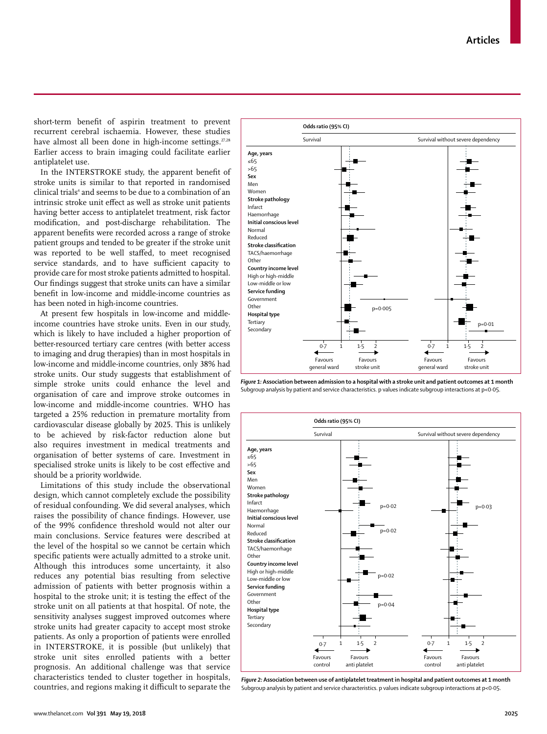short-term benefit of aspirin treatment to prevent recurrent cerebral ischaemia. However, these studies have almost all been done in high-income settings.[27,28] Earlier access to brain imaging could facilitate earlier antiplatelet use.

In the INTERSTROKE study, the apparent benefit of stroke units is similar to that reported in randomised clinical trials[4] and seems to be due to a combination of an intrinsic stroke unit effect as well as stroke unit patients having better access to antiplatelet treatment, risk factor modification, and post-discharge rehabilitation. The apparent benefits were recorded across a range of stroke patient groups and tended to be greater if the stroke unit was reported to be well staffed, to meet recognised service standards, and to have sufficient capacity to provide care for most stroke patients admitted to hospital. Our findings suggest that stroke units can have a similar benefit in low-income and middle-income countries as has been noted in high-income countries.

At present few hospitals in low-income and middle-income countries have stroke units. Even in our study, which is likely to have included a higher proportion of better-resourced tertiary care centres (with better access to imaging and drug therapies) than in most hospitals in low-income and middle-income countries, only 38% had stroke units. Our study suggests that establishment of simple stroke units could enhance the level and organisation of care and improve stroke outcomes in low-income and middle-income countries. WHO has targeted a 25% reduction in premature mortality from cardiovascular disease globally by 2025. This is unlikely to be achieved by risk-factor reduction alone but also requires investment in medical treatments and organisation of better systems of care. Investment in specialised stroke units is likely to be cost effective and should be a priority worldwide.

Limitations of this study include the observational design, which cannot completely exclude the possibility of residual confounding. We did several analyses, which raises the possibility of chance findings. However, use of the 99% confidence threshold would not alter our main conclusions. Service features were described at the level of the hospital so we cannot be certain which specific patients were actually admitted to a stroke unit. Although this introduces some uncertainty, it also reduces any potential bias resulting from selective admission of patients with better prognosis within a hospital to the stroke unit; it is testing the effect of the stroke unit on all patients at that hospital. Of note, the sensitivity analyses suggest improved outcomes where stroke units had greater capacity to accept most stroke patients. As only a proportion of patients were enrolled in INTERSTROKE, it is possible (but unlikely) that stroke unit sites enrolled patients with a better prognosis. An additional challenge was that service characteristics tended to cluster together in hospitals, countries, and regions making it difficult to separate the

Odds ratio (95% CI)
Survival | Survival without severe dependency
Age, years: ≤65; >65
Sex: Men; Women
Stroke pathology: Infarct; Haemorrhage
Initial conscious level: Normal; Reduced
Stroke classification: TACS/haemorrhage; Other
Country income level: High or high-middle; Low-middle or low
Service funding: Government; Other
Hospital type: Tertiary; Secondary
p=0·005
p=0·01
0·7 1 1·5 2
Favours general ward | Favours stroke unit

**Figure 1: Association between admission to a hospital with a stroke unit and patient outcomes at 1 month**
Subgroup analysis by patient and service characteristics. p values indicate subgroup interactions at p<0·05.

Odds ratio (95% CI)
Survival | Survival without severe dependency
Age, years: ≤65; >65
Sex: Men; Women
Stroke pathology: Infarct; Haemorrhage
Initial conscious level: Normal; Reduced
Stroke classification: TACS/haemorrhage; Other
Country income level: High or high-middle; Low-middle or low
Service funding: Government; Other
Hospital type: Tertiary; Secondary
p=0·02
p=0·02
p=0·02
p=0·04
p=0·03
0·7 1 1·5 2
Favours control | Favours anti platelet

**Figure 2: Association between use of antiplatelet treatment in hospital and patient outcomes at 1 month**
Subgroup analysis by patient and service characteristics. p values indicate subgroup interactions at p<0·05.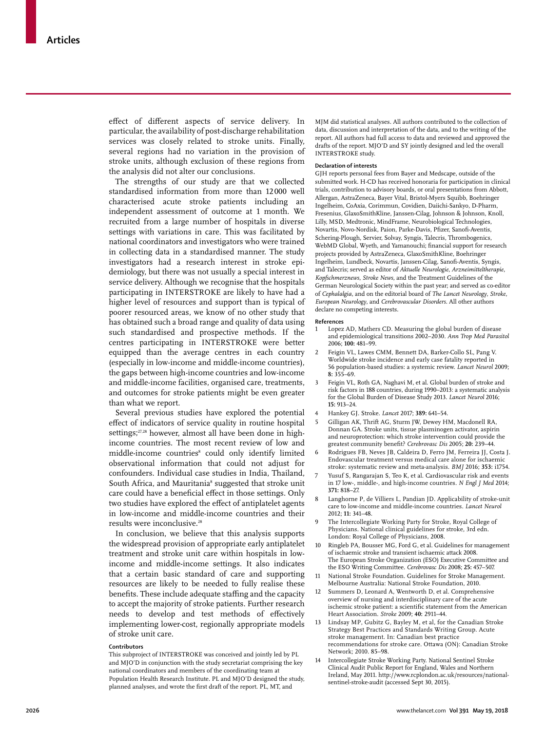effect of different aspects of service delivery. In particular, the availability of post-discharge rehabilitation services was closely related to stroke units. Finally, several regions had no variation in the provision of stroke units, although exclusion of these regions from the analysis did not alter our conclusions.

The strengths of our study are that we collected standardised information from more than 12 000 well characterised acute stroke patients including an independent assessment of outcome at 1 month. We recruited from a large number of hospitals in diverse settings with variations in care. This was facilitated by national coordinators and investigators who were trained in collecting data in a standardised manner. The study investigators had a research interest in stroke epidemiology, but there was not usually a special interest in service delivery. Although we recognise that the hospitals participating in INTERSTROKE are likely to have had a higher level of resources and support than is typical of poorer resourced areas, we know of no other study that has obtained such a broad range and quality of data using such standardised and prospective methods. If the centres participating in INTERSTROKE were better equipped than the average centres in each country (especially in low-income and middle-income countries), the gaps between high-income countries and low-income and middle-income facilities, organised care, treatments, and outcomes for stroke patients might be even greater than what we report.

Several previous studies have explored the potential effect of indicators of service quality in routine hospital settings;[27,28] however, almost all have been done in high-income countries. The most recent review of low and middle-income countries[8] could only identify limited observational information that could not adjust for confounders. Individual case studies in India, Thailand, South Africa, and Mauritania[8] suggested that stroke unit care could have a beneficial effect in those settings. Only two studies have explored the effect of antiplatelet agents in low-income and middle-income countries and their results were inconclusive.[28]

In conclusion, we believe that this analysis supports the widespread provision of appropriate early antiplatelet treatment and stroke unit care within hospitals in low-income and middle-income settings. It also indicates that a certain basic standard of care and supporting resources are likely to be needed to fully realise these benefits. These include adequate staffing and the capacity to accept the majority of stroke patients. Further research needs to develop and test methods of effectively implementing lower-cost, regionally appropriate models of stroke unit care.

#### Contributors

This subproject of INTERSTROKE was conceived and jointly led by PL and MJO'D in conjunction with the study secretariat comprising the key national coordinators and members of the coordinating team at Population Health Research Institute. PL and MJO'D designed the study, planned analyses, and wrote the first draft of the report. PL, MT, and MJM did statistical analyses. All authors contributed to the collection of data, discussion and interpretation of the data, and to the writing of the report. All authors had full access to data and reviewed and approved the drafts of the report. MJO'D and SY jointly designed and led the overall INTERSTROKE study.

#### Declaration of interests

GJH reports personal fees from Bayer and Medscape, outside of the submitted work. H-CD has received honoraria for participation in clinical trials, contribution to advisory boards, or oral presentations from Abbott, Allergan, AstraZeneca, Bayer Vital, Bristol-Myers Squibb, Boehringer Ingelheim, CoAxia, Corimmun, Covidien, Daiichi-Sankyo, D-Pharm, Fresenius, GlaxoSmithKline, Janssen-Cilag, Johnson & Johnson, Knoll, Lilly, MSD, Medtronic, MindFrame, Neurobiological Technologies, Novartis, Novo-Nordisk, Paion, Parke-Davis, Pfizer, Sanofi-Aventis, Schering-Plough, Servier, Solvay, Syngis, Talecris, Thrombogenics, WebMD Global, Wyeth, and Yamanouchi; financial support for research projects provided by AstraZeneca, GlaxoSmithKline, Boehringer Ingelheim, Lundbeck, Novartis, Janssen-Cilag, Sanofi-Aventis, Syngis, and Talecris; served as editor of *Aktuelle Neurologie*, *Arzneimitteltherapie*, *Kopfschmerznews*, *Stroke News*, and the Treatment Guidelines of the German Neurological Society within the past year; and served as co-editor of *Cephalalgia*, and on the editorial board of *The Lancet Neurology*, *Stroke*, *European Neurology*, and *Cerebrovascular Disorders*. All other authors declare no competing interests.

#### References

1. Lopez AD, Mathers CD. Measuring the global burden of disease and epidemiological transitions 2002–2030. *Ann Trop Med Parasitol* 2006; **100:** 481–99.
2. Feigin VL, Lawes CMM, Bennett DA, Barker-Collo SL, Pang V. Worldwide stroke incidence and early case fatality reported in 56 population-based studies: a systemic review. *Lancet Neurol* 2009; **8:** 355–69.
3. Feigin VL, Roth GA, Naghavi M, et al. Global burden of stroke and risk factors in 188 countries, during 1990–2013: a systematic analysis for the Global Burden of Disease Study 2013. *Lancet Neurol* 2016; **15:** 913–24.
4. Hankey GJ. Stroke. *Lancet* 2017; **389:** 641–54.
5. Gilligan AK, Thrift AG, Sturm JW, Dewey HM, Macdonell RA, Donnan GA. Stroke units, tissue plasminogen activator, aspirin and neuroprotection: which stroke intervention could provide the greatest community benefit? *Cerebrovasc Dis* 2005; **20:** 239–44.
6. Rodrigues FB, Neves JB, Caldeira D, Ferro JM, Ferreira JJ, Costa J. Endovascular treatment versus medical care alone for ischaemic stroke: systematic review and meta-analysis. *BMJ* 2016; **353:** i1754.
7. Yusuf S, Rangarajan S, Teo K, et al. Cardiovascular risk and events in 17 low-, middle-, and high-income countries. *N Engl J Med* 2014; **371:** 818–27.
8. Langhorne P, de Villiers L, Pandian JD. Applicability of stroke-unit care to low-income and middle-income countries. *Lancet Neurol* 2012; **11:** 341–48.
9. The Intercollegiate Working Party for Stroke, Royal College of Physicians. National clinical guidelines for stroke, 3rd edn. London: Royal College of Physicians, 2008.
10. Ringleb PA, Bousser MG, Ford G, et al. Guidelines for management of ischaemic stroke and transient ischaemic attack 2008. The European Stroke Organization (ESO) Executive Committee and the ESO Writing Committee. *Cerebrovasc Dis* 2008; **25:** 457–507.
11. National Stroke Foundation. Guidelines for Stroke Management. Melbourne Australia: National Stroke Foundation, 2010.
12. Summers D, Leonard A, Wentworth D, et al. Comprehensive overview of nursing and interdisciplinary care of the acute ischemic stroke patient: a scientific statement from the American Heart Association. *Stroke* 2009; **40:** 2911–44.
13. Lindsay MP, Gubitz G, Bayley M, et al, for the Canadian Stroke Strategy Best Practices and Standards Writing Group. Acute stroke management. In: Canadian best practice recommendations for stroke care. Ottawa (ON): Canadian Stroke Network; 2010. 85–98.
14. Intercollegiate Stroke Working Party. National Sentinel Stroke Clinical Audit Public Report for England, Wales and Northern Ireland, May 2011. http://www.rcplondon.ac.uk/resources/national-sentinel-stroke-audit (accessed Sept 30, 2015).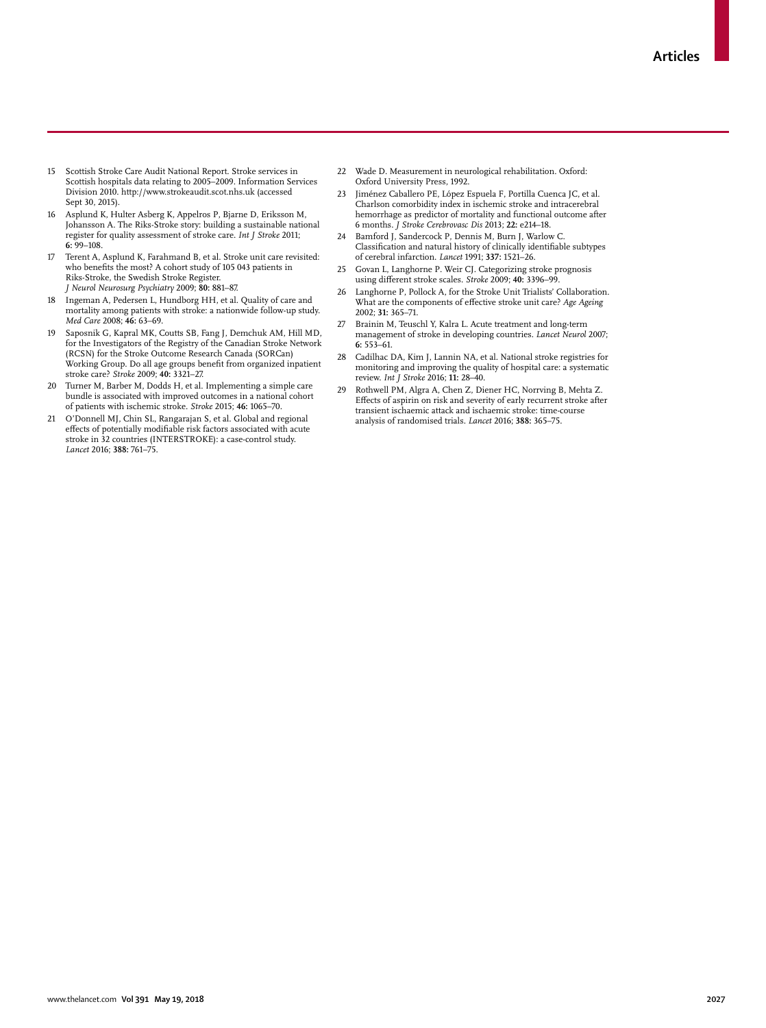15 Scottish Stroke Care Audit National Report. Stroke services in Scottish hospitals data relating to 2005–2009. Information Services Division 2010. http://www.strokeaudit.scot.nhs.uk (accessed Sept 30, 2015).

16 Asplund K, Hulter Asberg K, Appelros P, Bjarne D, Eriksson M, Johansson A. The Riks-Stroke story: building a sustainable national register for quality assessment of stroke care. *Int J Stroke* 2011; **6:** 99–108.

17 Terent A, Asplund K, Farahmand B, et al. Stroke unit care revisited: who benefits the most? A cohort study of 105 043 patients in Riks-Stroke, the Swedish Stroke Register. *J Neurol Neurosurg Psychiatry* 2009; **80:** 881–87.

18 Ingeman A, Pedersen L, Hundborg HH, et al. Quality of care and mortality among patients with stroke: a nationwide follow-up study. *Med Care* 2008; **46:** 63–69.

19 Saposnik G, Kapral MK, Coutts SB, Fang J, Demchuk AM, Hill MD, for the Investigators of the Registry of the Canadian Stroke Network (RCSN) for the Stroke Outcome Research Canada (SORCan) Working Group. Do all age groups benefit from organized inpatient stroke care? *Stroke* 2009; **40:** 3321–27.

20 Turner M, Barber M, Dodds H, et al. Implementing a simple care bundle is associated with improved outcomes in a national cohort of patients with ischemic stroke. *Stroke* 2015; **46:** 1065–70.

21 O'Donnell MJ, Chin SL, Rangarajan S, et al. Global and regional effects of potentially modifiable risk factors associated with acute stroke in 32 countries (INTERSTROKE): a case-control study. *Lancet* 2016; **388:** 761–75.

22 Wade D. Measurement in neurological rehabilitation. Oxford: Oxford University Press, 1992.

23 Jiménez Caballero PE, López Espuela F, Portilla Cuenca JC, et al. Charlson comorbidity index in ischemic stroke and intracerebral hemorrhage as predictor of mortality and functional outcome after 6 months. *J Stroke Cerebrovasc Dis* 2013; **22:** e214–18.

24 Bamford J, Sandercock P, Dennis M, Burn J, Warlow C. Classification and natural history of clinically identifiable subtypes of cerebral infarction. *Lancet* 1991; **337:** 1521–26.

25 Govan L, Langhorne P. Weir CJ. Categorizing stroke prognosis using different stroke scales. *Stroke* 2009; **40:** 3396–99.

26 Langhorne P, Pollock A, for the Stroke Unit Trialists' Collaboration. What are the components of effective stroke unit care? *Age Ageing* 2002; **31:** 365–71.

27 Brainin M, Teuschl Y, Kalra L. Acute treatment and long-term management of stroke in developing countries. *Lancet Neurol* 2007; **6:** 553–61.

28 Cadilhac DA, Kim J, Lannin NA, et al. National stroke registries for monitoring and improving the quality of hospital care: a systematic review. *Int J Stroke* 2016; **11:** 28–40.

29 Rothwell PM, Algra A, Chen Z, Diener HC, Norrving B, Mehta Z. Effects of aspirin on risk and severity of early recurrent stroke after transient ischaemic attack and ischaemic stroke: time-course analysis of randomised trials. *Lancet* 2016; **388:** 365–75.